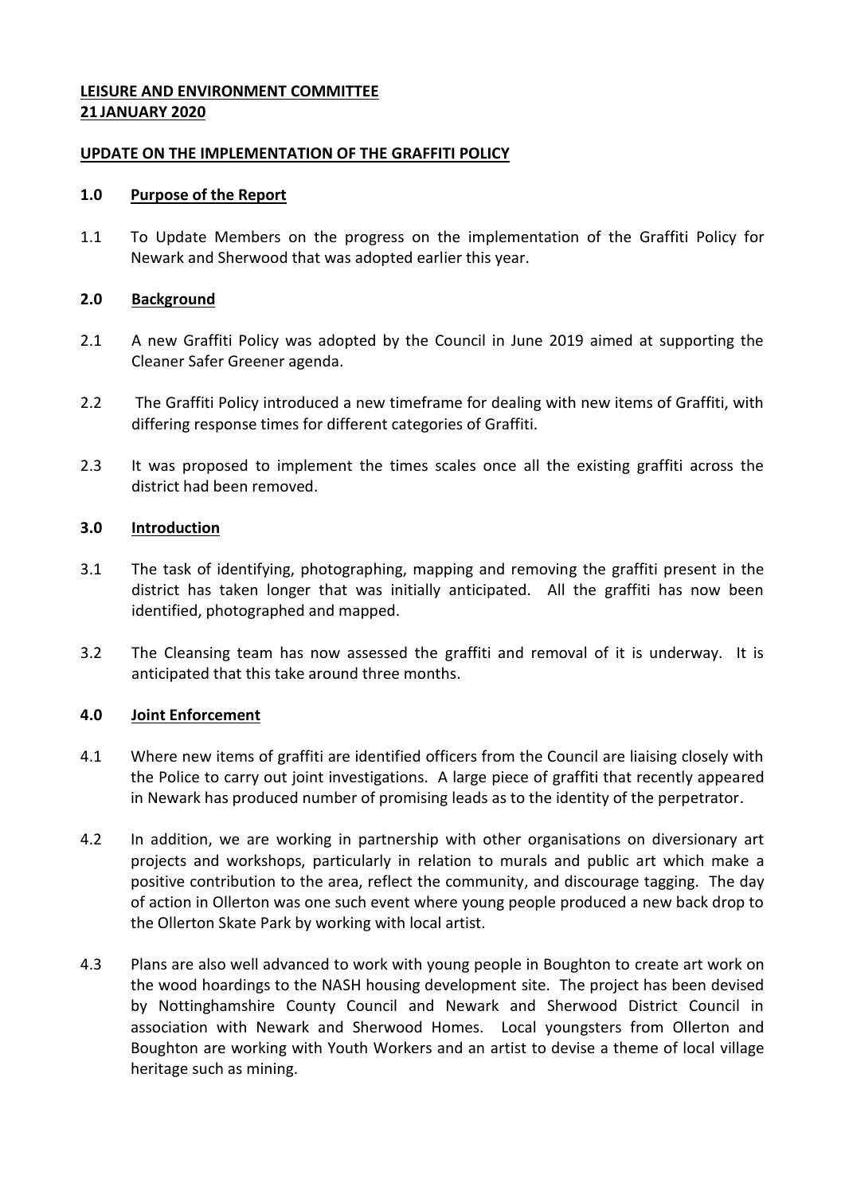**LEISURE AND ENVIRONMENT COMMITTEE**
**21 JANUARY 2020**

**UPDATE ON THE IMPLEMENTATION OF THE GRAFFITI POLICY**

## 1.0 Purpose of the Report

1.1 To Update Members on the progress on the implementation of the Graffiti Policy for Newark and Sherwood that was adopted earlier this year.

## 2.0 Background

2.1 A new Graffiti Policy was adopted by the Council in June 2019 aimed at supporting the Cleaner Safer Greener agenda.

2.2 The Graffiti Policy introduced a new timeframe for dealing with new items of Graffiti, with differing response times for different categories of Graffiti.

2.3 It was proposed to implement the times scales once all the existing graffiti across the district had been removed.

## 3.0 Introduction

3.1 The task of identifying, photographing, mapping and removing the graffiti present in the district has taken longer that was initially anticipated. All the graffiti has now been identified, photographed and mapped.

3.2 The Cleansing team has now assessed the graffiti and removal of it is underway. It is anticipated that this take around three months.

## 4.0 Joint Enforcement

4.1 Where new items of graffiti are identified officers from the Council are liaising closely with the Police to carry out joint investigations. A large piece of graffiti that recently appeared in Newark has produced number of promising leads as to the identity of the perpetrator.

4.2 In addition, we are working in partnership with other organisations on diversionary art projects and workshops, particularly in relation to murals and public art which make a positive contribution to the area, reflect the community, and discourage tagging. The day of action in Ollerton was one such event where young people produced a new back drop to the Ollerton Skate Park by working with local artist.

4.3 Plans are also well advanced to work with young people in Boughton to create art work on the wood hoardings to the NASH housing development site. The project has been devised by Nottinghamshire County Council and Newark and Sherwood District Council in association with Newark and Sherwood Homes. Local youngsters from Ollerton and Boughton are working with Youth Workers and an artist to devise a theme of local village heritage such as mining.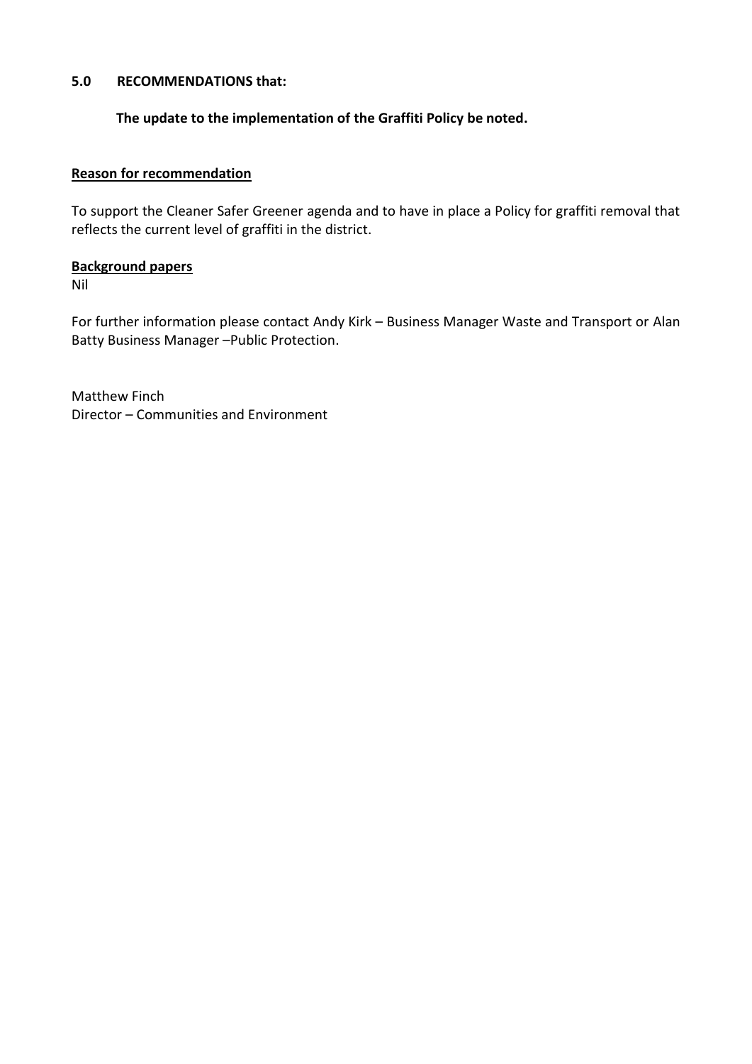## 5.0 RECOMMENDATIONS that:

**The update to the implementation of the Graffiti Policy be noted.**

**Reason for recommendation**

To support the Cleaner Safer Greener agenda and to have in place a Policy for graffiti removal that reflects the current level of graffiti in the district.

**Background papers**

Nil

For further information please contact Andy Kirk – Business Manager Waste and Transport or Alan Batty Business Manager –Public Protection.

Matthew Finch
Director – Communities and Environment